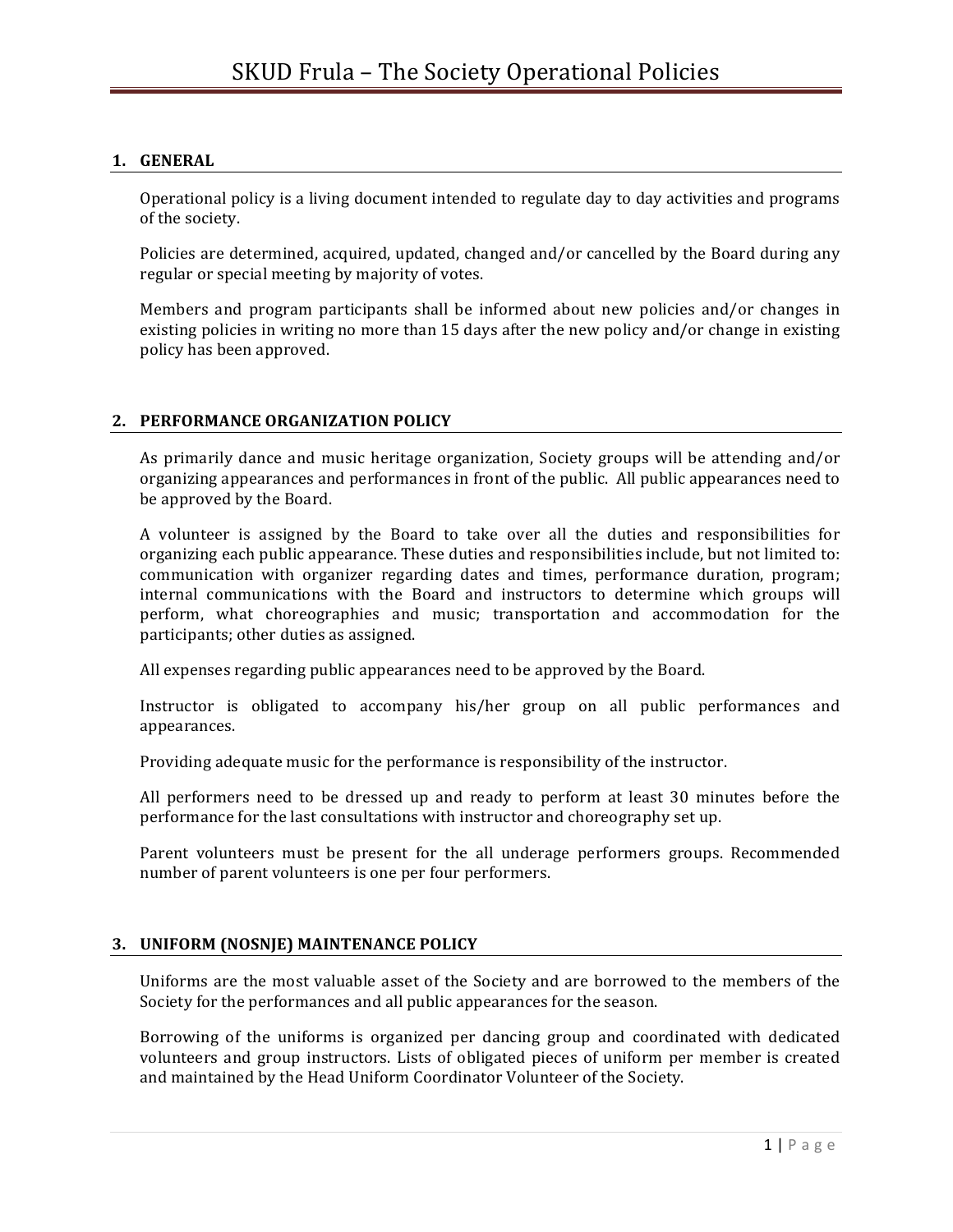# SKUD Frula – The Society Operational Policies

## 1. GENERAL

Operational policy is a living document intended to regulate day to day activities and programs of the society.

Policies are determined, acquired, updated, changed and/or cancelled by the Board during any regular or special meeting by majority of votes.

Members and program participants shall be informed about new policies and/or changes in existing policies in writing no more than 15 days after the new policy and/or change in existing policy has been approved.

## 2. PERFORMANCE ORGANIZATION POLICY

As primarily dance and music heritage organization, Society groups will be attending and/or organizing appearances and performances in front of the public. All public appearances need to be approved by the Board.

A volunteer is assigned by the Board to take over all the duties and responsibilities for organizing each public appearance. These duties and responsibilities include, but not limited to: communication with organizer regarding dates and times, performance duration, program; internal communications with the Board and instructors to determine which groups will perform, what choreographies and music; transportation and accommodation for the participants; other duties as assigned.

All expenses regarding public appearances need to be approved by the Board.

Instructor is obligated to accompany his/her group on all public performances and appearances.

Providing adequate music for the performance is responsibility of the instructor.

All performers need to be dressed up and ready to perform at least 30 minutes before the performance for the last consultations with instructor and choreography set up.

Parent volunteers must be present for the all underage performers groups. Recommended number of parent volunteers is one per four performers.

## 3. UNIFORM (NOSNJE) MAINTENANCE POLICY

Uniforms are the most valuable asset of the Society and are borrowed to the members of the Society for the performances and all public appearances for the season.

Borrowing of the uniforms is organized per dancing group and coordinated with dedicated volunteers and group instructors. Lists of obligated pieces of uniform per member is created and maintained by the Head Uniform Coordinator Volunteer of the Society.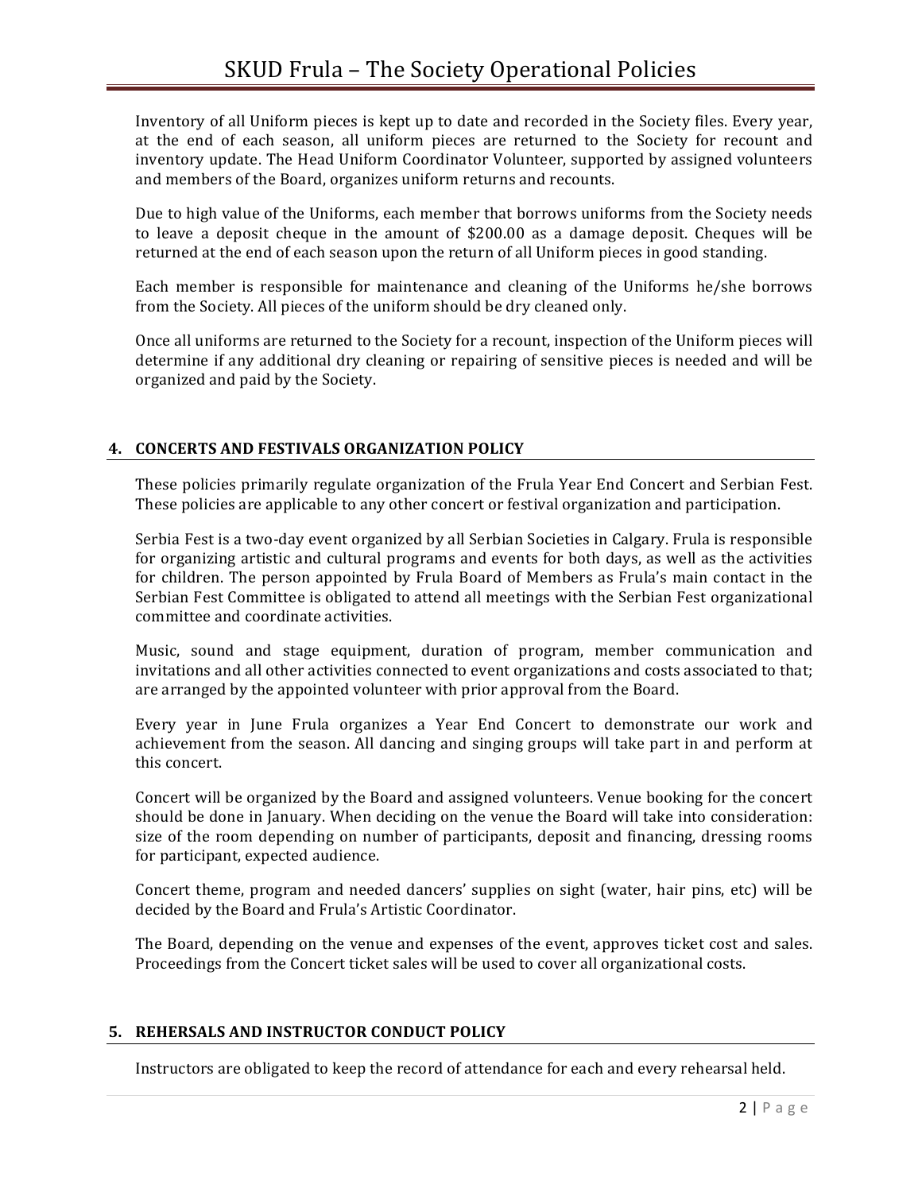Inventory of all Uniform pieces is kept up to date and recorded in the Society files. Every year, at the end of each season, all uniform pieces are returned to the Society for recount and inventory update. The Head Uniform Coordinator Volunteer, supported by assigned volunteers and members of the Board, organizes uniform returns and recounts.

Due to high value of the Uniforms, each member that borrows uniforms from the Society needs to leave a deposit cheque in the amount of $200.00 as a damage deposit. Cheques will be returned at the end of each season upon the return of all Uniform pieces in good standing.

Each member is responsible for maintenance and cleaning of the Uniforms he/she borrows from the Society. All pieces of the uniform should be dry cleaned only.

Once all uniforms are returned to the Society for a recount, inspection of the Uniform pieces will determine if any additional dry cleaning or repairing of sensitive pieces is needed and will be organized and paid by the Society.

## 4. CONCERTS AND FESTIVALS ORGANIZATION POLICY

These policies primarily regulate organization of the Frula Year End Concert and Serbian Fest. These policies are applicable to any other concert or festival organization and participation.

Serbia Fest is a two-day event organized by all Serbian Societies in Calgary. Frula is responsible for organizing artistic and cultural programs and events for both days, as well as the activities for children. The person appointed by Frula Board of Members as Frula's main contact in the Serbian Fest Committee is obligated to attend all meetings with the Serbian Fest organizational committee and coordinate activities.

Music, sound and stage equipment, duration of program, member communication and invitations and all other activities connected to event organizations and costs associated to that; are arranged by the appointed volunteer with prior approval from the Board.

Every year in June Frula organizes a Year End Concert to demonstrate our work and achievement from the season. All dancing and singing groups will take part in and perform at this concert.

Concert will be organized by the Board and assigned volunteers. Venue booking for the concert should be done in January. When deciding on the venue the Board will take into consideration: size of the room depending on number of participants, deposit and financing, dressing rooms for participant, expected audience.

Concert theme, program and needed dancers' supplies on sight (water, hair pins, etc) will be decided by the Board and Frula's Artistic Coordinator.

The Board, depending on the venue and expenses of the event, approves ticket cost and sales. Proceedings from the Concert ticket sales will be used to cover all organizational costs.

## 5. REHERSALS AND INSTRUCTOR CONDUCT POLICY

Instructors are obligated to keep the record of attendance for each and every rehearsal held.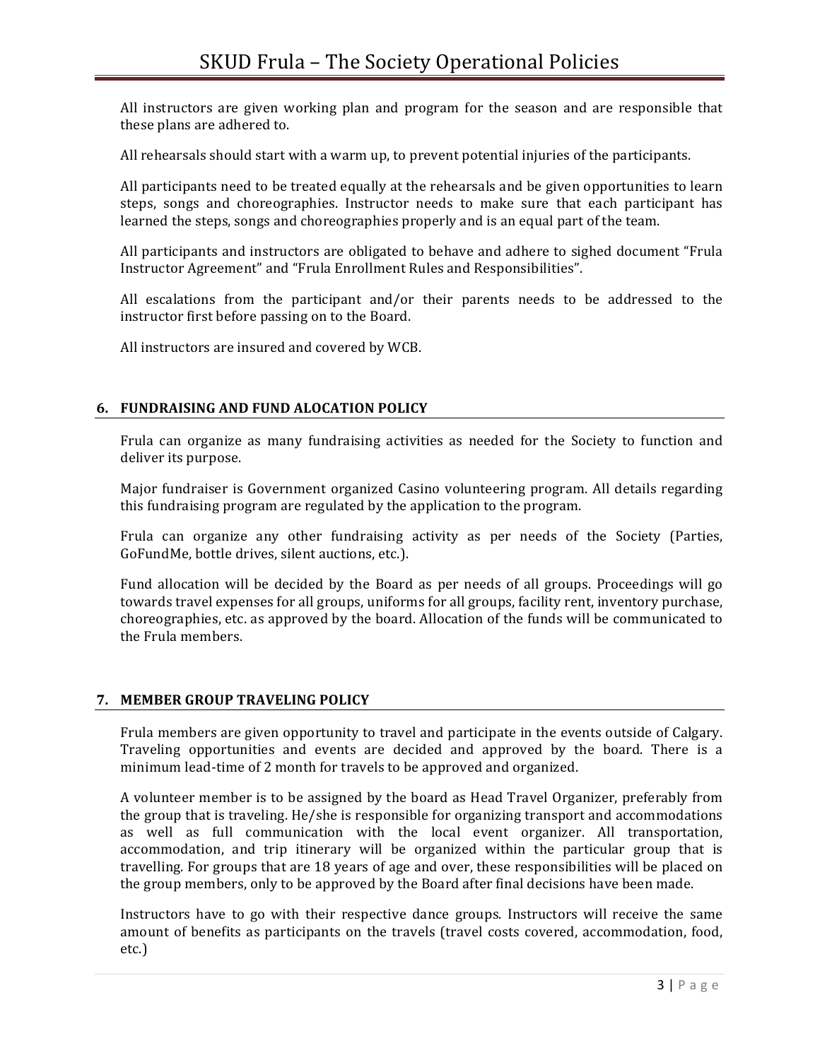All instructors are given working plan and program for the season and are responsible that these plans are adhered to.

All rehearsals should start with a warm up, to prevent potential injuries of the participants.

All participants need to be treated equally at the rehearsals and be given opportunities to learn steps, songs and choreographies. Instructor needs to make sure that each participant has learned the steps, songs and choreographies properly and is an equal part of the team.

All participants and instructors are obligated to behave and adhere to sighed document "Frula Instructor Agreement" and "Frula Enrollment Rules and Responsibilities".

All escalations from the participant and/or their parents needs to be addressed to the instructor first before passing on to the Board.

All instructors are insured and covered by WCB.

## 6. FUNDRAISING AND FUND ALOCATION POLICY

Frula can organize as many fundraising activities as needed for the Society to function and deliver its purpose.

Major fundraiser is Government organized Casino volunteering program. All details regarding this fundraising program are regulated by the application to the program.

Frula can organize any other fundraising activity as per needs of the Society (Parties, GoFundMe, bottle drives, silent auctions, etc.).

Fund allocation will be decided by the Board as per needs of all groups. Proceedings will go towards travel expenses for all groups, uniforms for all groups, facility rent, inventory purchase, choreographies, etc. as approved by the board. Allocation of the funds will be communicated to the Frula members.

## 7. MEMBER GROUP TRAVELING POLICY

Frula members are given opportunity to travel and participate in the events outside of Calgary. Traveling opportunities and events are decided and approved by the board. There is a minimum lead-time of 2 month for travels to be approved and organized.

A volunteer member is to be assigned by the board as Head Travel Organizer, preferably from the group that is traveling. He/she is responsible for organizing transport and accommodations as well as full communication with the local event organizer. All transportation, accommodation, and trip itinerary will be organized within the particular group that is travelling. For groups that are 18 years of age and over, these responsibilities will be placed on the group members, only to be approved by the Board after final decisions have been made.

Instructors have to go with their respective dance groups. Instructors will receive the same amount of benefits as participants on the travels (travel costs covered, accommodation, food, etc.)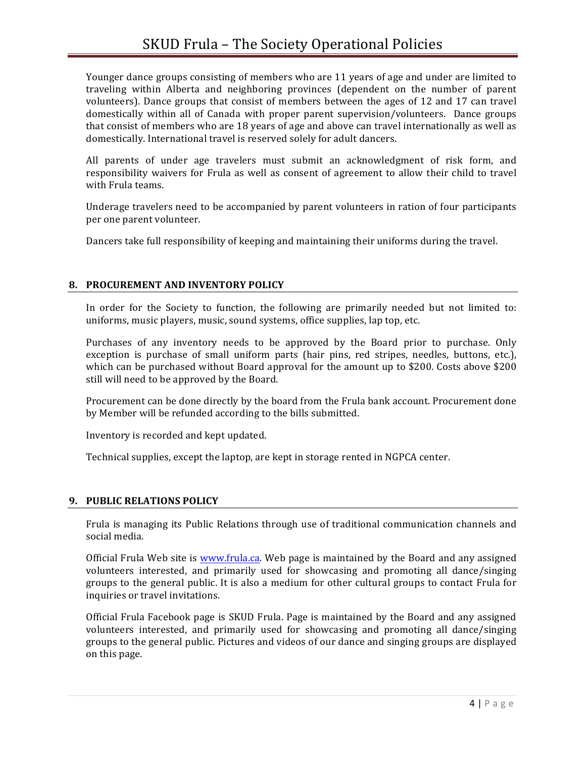Younger dance groups consisting of members who are 11 years of age and under are limited to traveling within Alberta and neighboring provinces (dependent on the number of parent volunteers). Dance groups that consist of members between the ages of 12 and 17 can travel domestically within all of Canada with proper parent supervision/volunteers. Dance groups that consist of members who are 18 years of age and above can travel internationally as well as domestically. International travel is reserved solely for adult dancers.

All parents of under age travelers must submit an acknowledgment of risk form, and responsibility waivers for Frula as well as consent of agreement to allow their child to travel with Frula teams.

Underage travelers need to be accompanied by parent volunteers in ration of four participants per one parent volunteer.

Dancers take full responsibility of keeping and maintaining their uniforms during the travel.

## 8. PROCUREMENT AND INVENTORY POLICY

In order for the Society to function, the following are primarily needed but not limited to: uniforms, music players, music, sound systems, office supplies, lap top, etc.

Purchases of any inventory needs to be approved by the Board prior to purchase. Only exception is purchase of small uniform parts (hair pins, red stripes, needles, buttons, etc.), which can be purchased without Board approval for the amount up to $200. Costs above $200 still will need to be approved by the Board.

Procurement can be done directly by the board from the Frula bank account. Procurement done by Member will be refunded according to the bills submitted.

Inventory is recorded and kept updated.

Technical supplies, except the laptop, are kept in storage rented in NGPCA center.

## 9. PUBLIC RELATIONS POLICY

Frula is managing its Public Relations through use of traditional communication channels and social media.

Official Frula Web site is [www.frula.ca](http://www.frula.ca). Web page is maintained by the Board and any assigned volunteers interested, and primarily used for showcasing and promoting all dance/singing groups to the general public. It is also a medium for other cultural groups to contact Frula for inquiries or travel invitations.

Official Frula Facebook page is SKUD Frula. Page is maintained by the Board and any assigned volunteers interested, and primarily used for showcasing and promoting all dance/singing groups to the general public. Pictures and videos of our dance and singing groups are displayed on this page.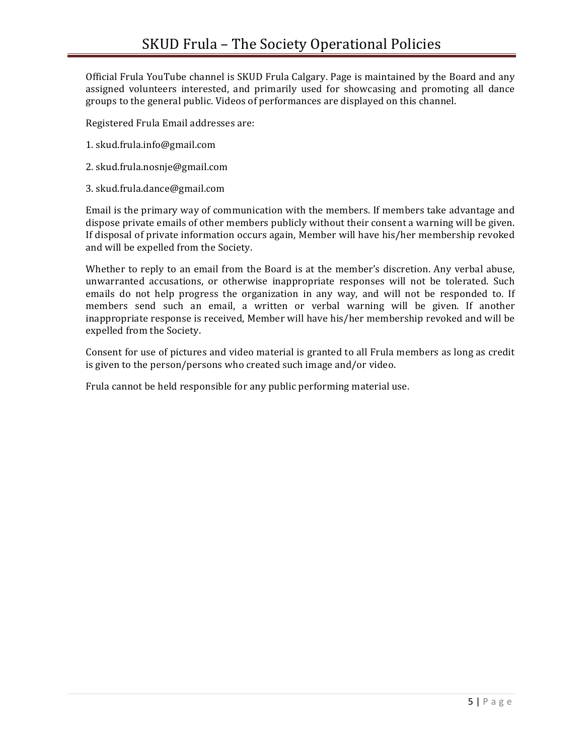Official Frula YouTube channel is SKUD Frula Calgary. Page is maintained by the Board and any assigned volunteers interested, and primarily used for showcasing and promoting all dance groups to the general public. Videos of performances are displayed on this channel.

Registered Frula Email addresses are:

1. skud.frula.info@gmail.com

2. skud.frula.nosnje@gmail.com

3. skud.frula.dance@gmail.com

Email is the primary way of communication with the members. If members take advantage and dispose private emails of other members publicly without their consent a warning will be given. If disposal of private information occurs again, Member will have his/her membership revoked and will be expelled from the Society.

Whether to reply to an email from the Board is at the member's discretion. Any verbal abuse, unwarranted accusations, or otherwise inappropriate responses will not be tolerated. Such emails do not help progress the organization in any way, and will not be responded to. If members send such an email, a written or verbal warning will be given. If another inappropriate response is received, Member will have his/her membership revoked and will be expelled from the Society.

Consent for use of pictures and video material is granted to all Frula members as long as credit is given to the person/persons who created such image and/or video.

Frula cannot be held responsible for any public performing material use.